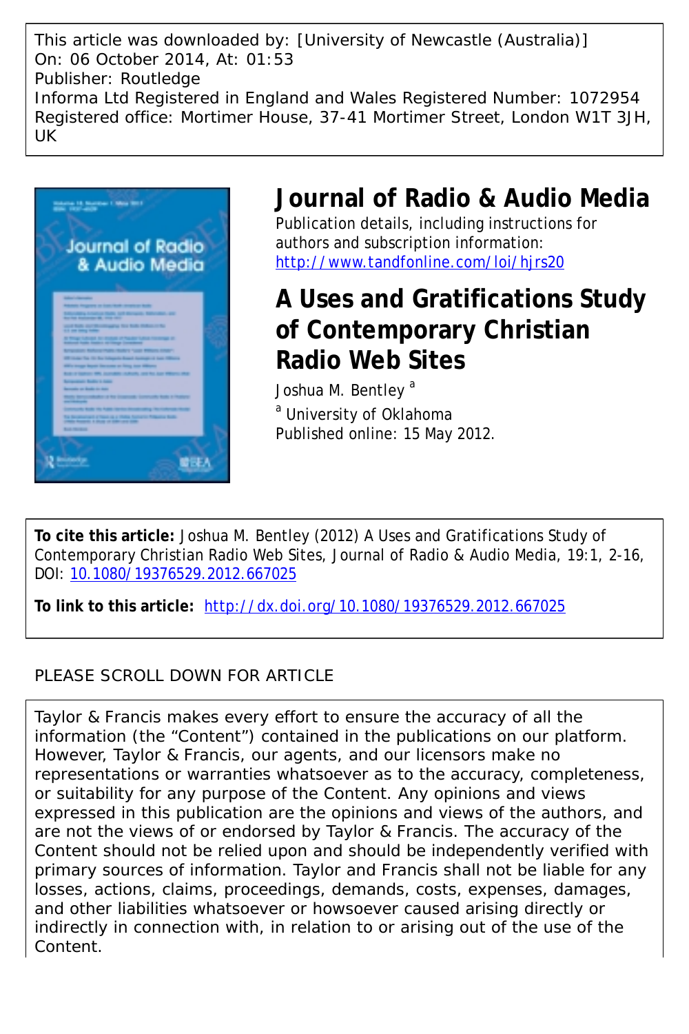This article was downloaded by: [University of Newcastle (Australia)]
On: 06 October 2014, At: 01:53
Publisher: Routledge
Informa Ltd Registered in England and Wales Registered Number: 1072954
Registered office: Mortimer House, 37-41 Mortimer Street, London W1T 3JH, UK

# Journal of Radio & Audio Media

Publication details, including instructions for authors and subscription information:
http://www.tandfonline.com/loi/hjrs20

# A Uses and Gratifications Study of Contemporary Christian Radio Web Sites

Joshua M. Bentley [a]

[a] University of Oklahoma

Published online: 15 May 2012.

**To cite this article:** Joshua M. Bentley (2012) A Uses and Gratifications Study of Contemporary Christian Radio Web Sites, Journal of Radio & Audio Media, 19:1, 2-16, DOI: 10.1080/19376529.2012.667025

**To link to this article:** http://dx.doi.org/10.1080/19376529.2012.667025

PLEASE SCROLL DOWN FOR ARTICLE

Taylor & Francis makes every effort to ensure the accuracy of all the information (the "Content") contained in the publications on our platform. However, Taylor & Francis, our agents, and our licensors make no representations or warranties whatsoever as to the accuracy, completeness, or suitability for any purpose of the Content. Any opinions and views expressed in this publication are the opinions and views of the authors, and are not the views of or endorsed by Taylor & Francis. The accuracy of the Content should not be relied upon and should be independently verified with primary sources of information. Taylor and Francis shall not be liable for any losses, actions, claims, proceedings, demands, costs, expenses, damages, and other liabilities whatsoever or howsoever caused arising directly or indirectly in connection with, in relation to or arising out of the use of the Content.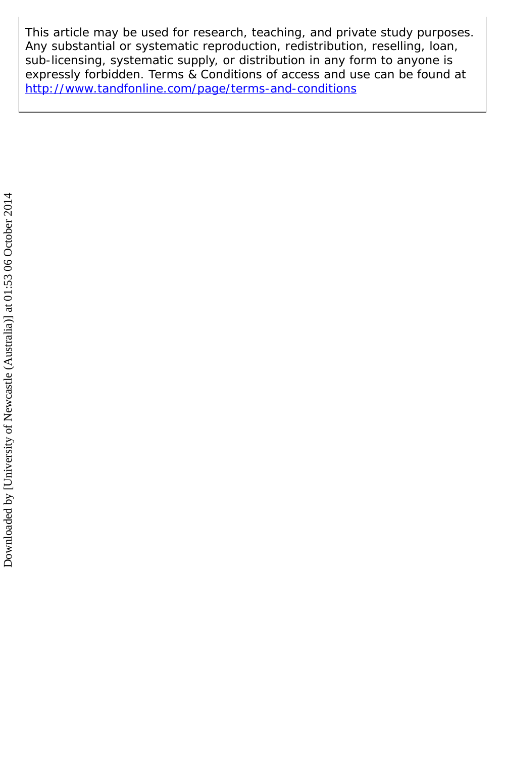This article may be used for research, teaching, and private study purposes. Any substantial or systematic reproduction, redistribution, reselling, loan, sub-licensing, systematic supply, or distribution in any form to anyone is expressly forbidden. Terms & Conditions of access and use can be found at http://www.tandfonline.com/page/terms-and-conditions

Downloaded by [University of Newcastle (Australia)] at 01:53 06 October 2014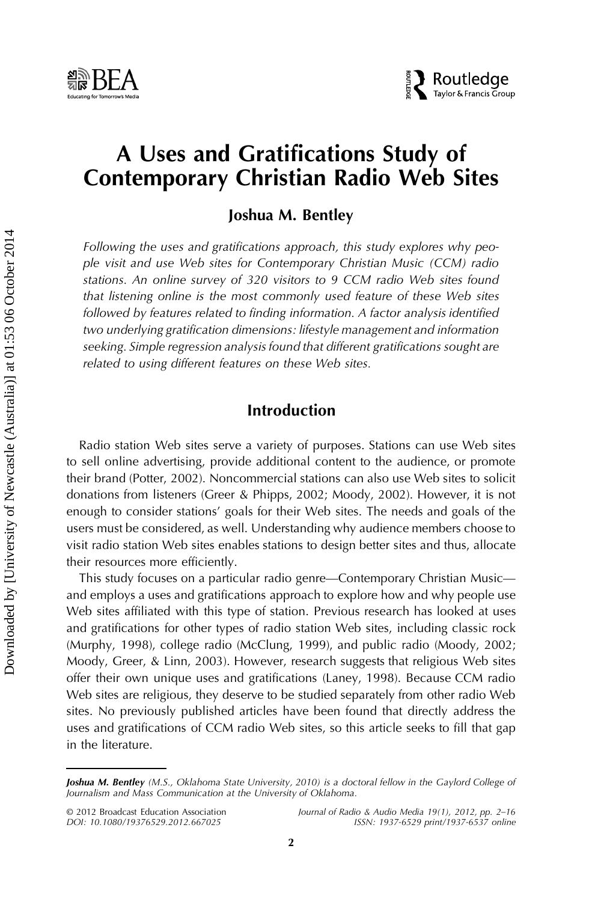# A Uses and Gratifications Study of Contemporary Christian Radio Web Sites

**Joshua M. Bentley**

*Following the uses and gratifications approach, this study explores why people visit and use Web sites for Contemporary Christian Music (CCM) radio stations. An online survey of 320 visitors to 9 CCM radio Web sites found that listening online is the most commonly used feature of these Web sites followed by features related to finding information. A factor analysis identified two underlying gratification dimensions: lifestyle management and information seeking. Simple regression analysis found that different gratifications sought are related to using different features on these Web sites.*

## Introduction

Radio station Web sites serve a variety of purposes. Stations can use Web sites to sell online advertising, provide additional content to the audience, or promote their brand (Potter, 2002). Noncommercial stations can also use Web sites to solicit donations from listeners (Greer & Phipps, 2002; Moody, 2002). However, it is not enough to consider stations' goals for their Web sites. The needs and goals of the users must be considered, as well. Understanding why audience members choose to visit radio station Web sites enables stations to design better sites and thus, allocate their resources more efficiently.

This study focuses on a particular radio genre—Contemporary Christian Music—and employs a uses and gratifications approach to explore how and why people use Web sites affiliated with this type of station. Previous research has looked at uses and gratifications for other types of radio station Web sites, including classic rock (Murphy, 1998), college radio (McClung, 1999), and public radio (Moody, 2002; Moody, Greer, & Linn, 2003). However, research suggests that religious Web sites offer their own unique uses and gratifications (Laney, 1998). Because CCM radio Web sites are religious, they deserve to be studied separately from other radio Web sites. No previously published articles have been found that directly address the uses and gratifications of CCM radio Web sites, so this article seeks to fill that gap in the literature.

---

***Joshua M. Bentley** (M.S., Oklahoma State University, 2010) is a doctoral fellow in the Gaylord College of Journalism and Mass Communication at the University of Oklahoma.*

© 2012 Broadcast Education Association
DOI: 10.1080/19376529.2012.667025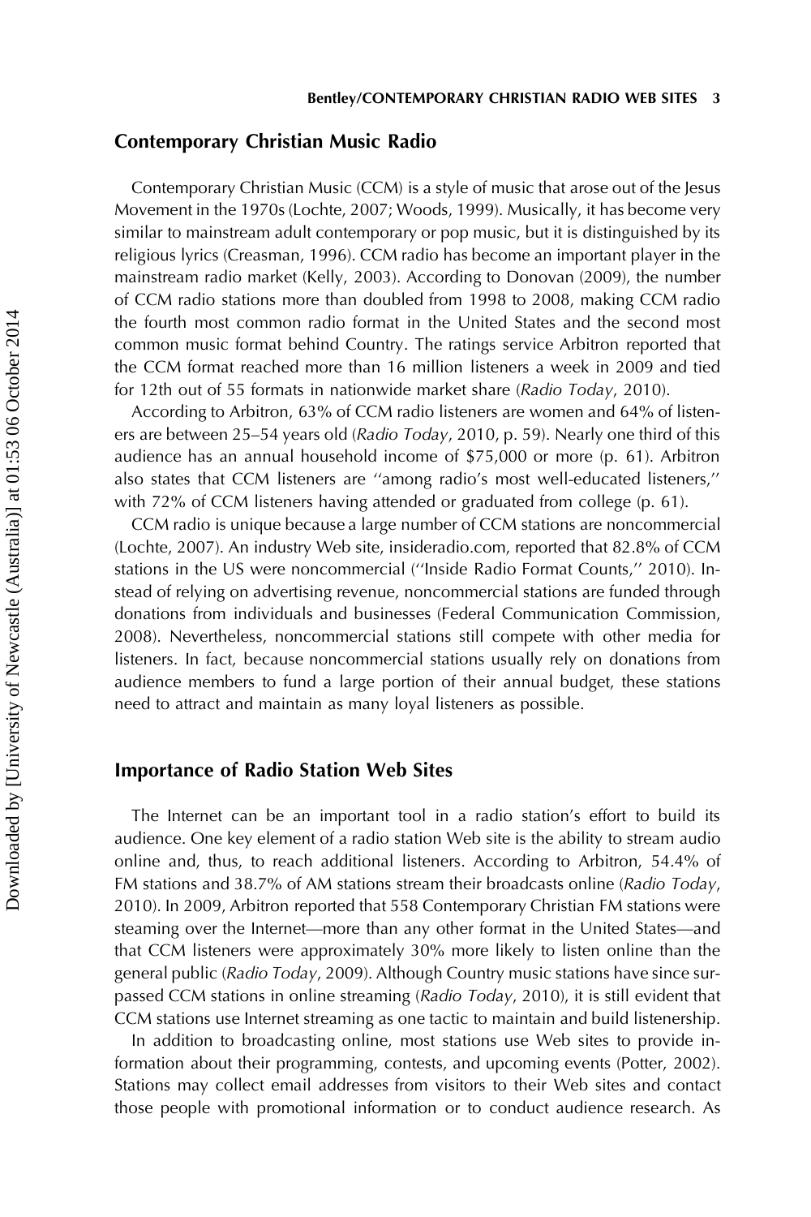## Contemporary Christian Music Radio

Contemporary Christian Music (CCM) is a style of music that arose out of the Jesus Movement in the 1970s (Lochte, 2007; Woods, 1999). Musically, it has become very similar to mainstream adult contemporary or pop music, but it is distinguished by its religious lyrics (Creasman, 1996). CCM radio has become an important player in the mainstream radio market (Kelly, 2003). According to Donovan (2009), the number of CCM radio stations more than doubled from 1998 to 2008, making CCM radio the fourth most common radio format in the United States and the second most common music format behind Country. The ratings service Arbitron reported that the CCM format reached more than 16 million listeners a week in 2009 and tied for 12th out of 55 formats in nationwide market share (*Radio Today*, 2010).

According to Arbitron, 63% of CCM radio listeners are women and 64% of listeners are between 25–54 years old (*Radio Today*, 2010, p. 59). Nearly one third of this audience has an annual household income of $75,000 or more (p. 61). Arbitron also states that CCM listeners are ''among radio's most well-educated listeners,'' with 72% of CCM listeners having attended or graduated from college (p. 61).

CCM radio is unique because a large number of CCM stations are noncommercial (Lochte, 2007). An industry Web site, insideradio.com, reported that 82.8% of CCM stations in the US were noncommercial (''Inside Radio Format Counts,'' 2010). Instead of relying on advertising revenue, noncommercial stations are funded through donations from individuals and businesses (Federal Communication Commission, 2008). Nevertheless, noncommercial stations still compete with other media for listeners. In fact, because noncommercial stations usually rely on donations from audience members to fund a large portion of their annual budget, these stations need to attract and maintain as many loyal listeners as possible.

## Importance of Radio Station Web Sites

The Internet can be an important tool in a radio station's effort to build its audience. One key element of a radio station Web site is the ability to stream audio online and, thus, to reach additional listeners. According to Arbitron, 54.4% of FM stations and 38.7% of AM stations stream their broadcasts online (*Radio Today*, 2010). In 2009, Arbitron reported that 558 Contemporary Christian FM stations were steaming over the Internet—more than any other format in the United States—and that CCM listeners were approximately 30% more likely to listen online than the general public (*Radio Today*, 2009). Although Country music stations have since surpassed CCM stations in online streaming (*Radio Today*, 2010), it is still evident that CCM stations use Internet streaming as one tactic to maintain and build listenership.

In addition to broadcasting online, most stations use Web sites to provide information about their programming, contests, and upcoming events (Potter, 2002). Stations may collect email addresses from visitors to their Web sites and contact those people with promotional information or to conduct audience research. As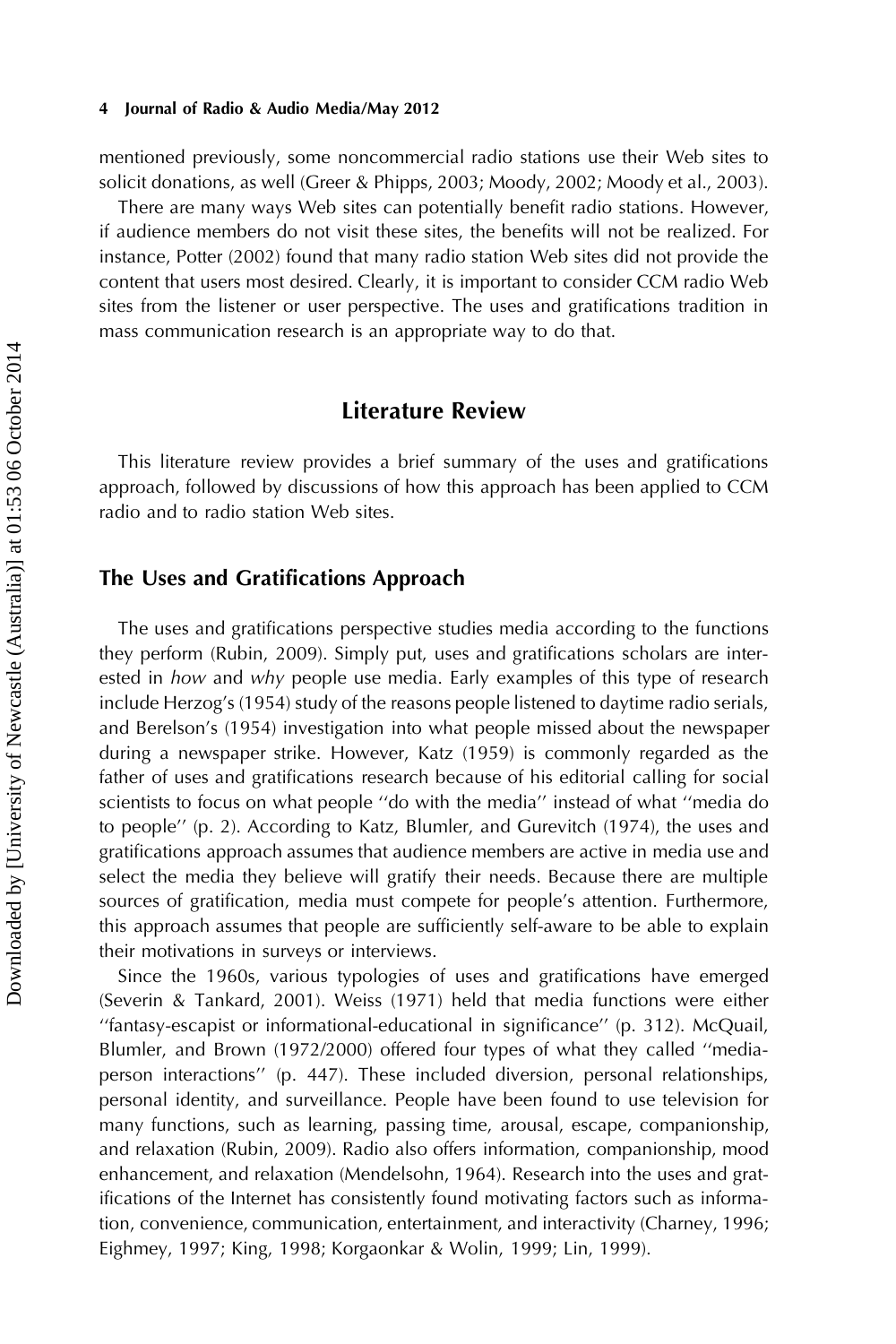mentioned previously, some noncommercial radio stations use their Web sites to solicit donations, as well (Greer & Phipps, 2003; Moody, 2002; Moody et al., 2003).

There are many ways Web sites can potentially benefit radio stations. However, if audience members do not visit these sites, the benefits will not be realized. For instance, Potter (2002) found that many radio station Web sites did not provide the content that users most desired. Clearly, it is important to consider CCM radio Web sites from the listener or user perspective. The uses and gratifications tradition in mass communication research is an appropriate way to do that.

## Literature Review

This literature review provides a brief summary of the uses and gratifications approach, followed by discussions of how this approach has been applied to CCM radio and to radio station Web sites.

### The Uses and Gratifications Approach

The uses and gratifications perspective studies media according to the functions they perform (Rubin, 2009). Simply put, uses and gratifications scholars are interested in *how* and *why* people use media. Early examples of this type of research include Herzog's (1954) study of the reasons people listened to daytime radio serials, and Berelson's (1954) investigation into what people missed about the newspaper during a newspaper strike. However, Katz (1959) is commonly regarded as the father of uses and gratifications research because of his editorial calling for social scientists to focus on what people ''do with the media'' instead of what ''media do to people'' (p. 2). According to Katz, Blumler, and Gurevitch (1974), the uses and gratifications approach assumes that audience members are active in media use and select the media they believe will gratify their needs. Because there are multiple sources of gratification, media must compete for people's attention. Furthermore, this approach assumes that people are sufficiently self-aware to be able to explain their motivations in surveys or interviews.

Since the 1960s, various typologies of uses and gratifications have emerged (Severin & Tankard, 2001). Weiss (1971) held that media functions were either ''fantasy-escapist or informational-educational in significance'' (p. 312). McQuail, Blumler, and Brown (1972/2000) offered four types of what they called ''media-person interactions'' (p. 447). These included diversion, personal relationships, personal identity, and surveillance. People have been found to use television for many functions, such as learning, passing time, arousal, escape, companionship, and relaxation (Rubin, 2009). Radio also offers information, companionship, mood enhancement, and relaxation (Mendelsohn, 1964). Research into the uses and gratifications of the Internet has consistently found motivating factors such as information, convenience, communication, entertainment, and interactivity (Charney, 1996; Eighmey, 1997; King, 1998; Korgaonkar & Wolin, 1999; Lin, 1999).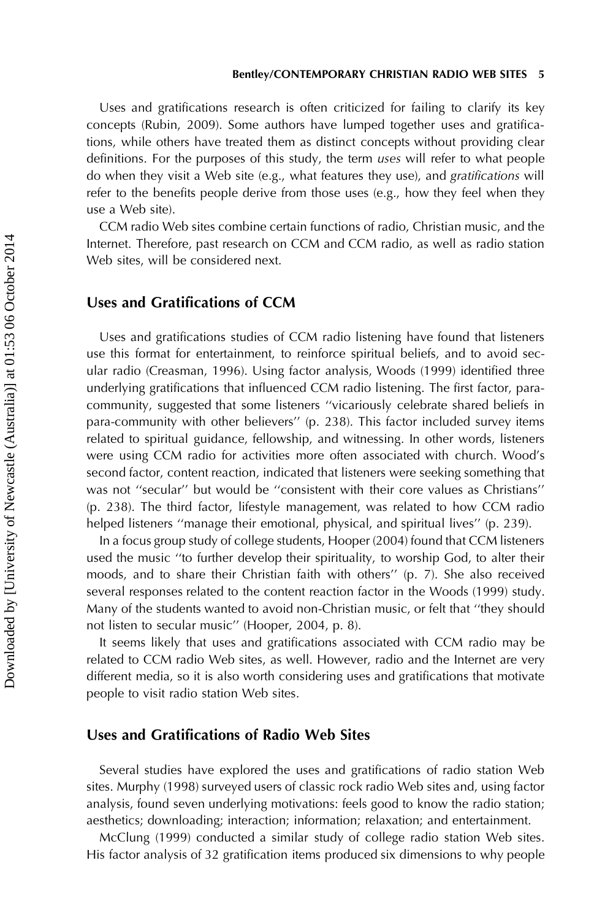Uses and gratifications research is often criticized for failing to clarify its key concepts (Rubin, 2009). Some authors have lumped together uses and gratifications, while others have treated them as distinct concepts without providing clear definitions. For the purposes of this study, the term *uses* will refer to what people do when they visit a Web site (e.g., what features they use), and *gratifications* will refer to the benefits people derive from those uses (e.g., how they feel when they use a Web site).

CCM radio Web sites combine certain functions of radio, Christian music, and the Internet. Therefore, past research on CCM and CCM radio, as well as radio station Web sites, will be considered next.

## Uses and Gratifications of CCM

Uses and gratifications studies of CCM radio listening have found that listeners use this format for entertainment, to reinforce spiritual beliefs, and to avoid secular radio (Creasman, 1996). Using factor analysis, Woods (1999) identified three underlying gratifications that influenced CCM radio listening. The first factor, para-community, suggested that some listeners ''vicariously celebrate shared beliefs in para-community with other believers'' (p. 238). This factor included survey items related to spiritual guidance, fellowship, and witnessing. In other words, listeners were using CCM radio for activities more often associated with church. Wood's second factor, content reaction, indicated that listeners were seeking something that was not ''secular'' but would be ''consistent with their core values as Christians'' (p. 238). The third factor, lifestyle management, was related to how CCM radio helped listeners ''manage their emotional, physical, and spiritual lives'' (p. 239).

In a focus group study of college students, Hooper (2004) found that CCM listeners used the music ''to further develop their spirituality, to worship God, to alter their moods, and to share their Christian faith with others'' (p. 7). She also received several responses related to the content reaction factor in the Woods (1999) study. Many of the students wanted to avoid non-Christian music, or felt that ''they should not listen to secular music'' (Hooper, 2004, p. 8).

It seems likely that uses and gratifications associated with CCM radio may be related to CCM radio Web sites, as well. However, radio and the Internet are very different media, so it is also worth considering uses and gratifications that motivate people to visit radio station Web sites.

## Uses and Gratifications of Radio Web Sites

Several studies have explored the uses and gratifications of radio station Web sites. Murphy (1998) surveyed users of classic rock radio Web sites and, using factor analysis, found seven underlying motivations: feels good to know the radio station; aesthetics; downloading; interaction; information; relaxation; and entertainment.

McClung (1999) conducted a similar study of college radio station Web sites. His factor analysis of 32 gratification items produced six dimensions to why people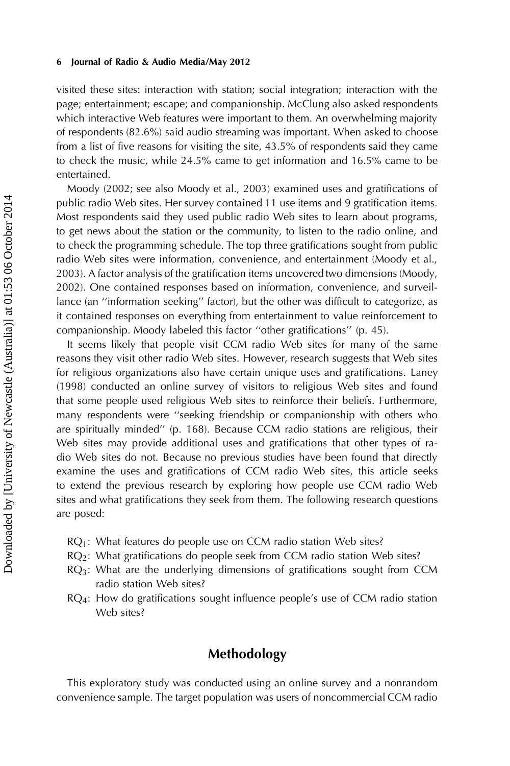visited these sites: interaction with station; social integration; interaction with the page; entertainment; escape; and companionship. McClung also asked respondents which interactive Web features were important to them. An overwhelming majority of respondents (82.6%) said audio streaming was important. When asked to choose from a list of five reasons for visiting the site, 43.5% of respondents said they came to check the music, while 24.5% came to get information and 16.5% came to be entertained.

Moody (2002; see also Moody et al., 2003) examined uses and gratifications of public radio Web sites. Her survey contained 11 use items and 9 gratification items. Most respondents said they used public radio Web sites to learn about programs, to get news about the station or the community, to listen to the radio online, and to check the programming schedule. The top three gratifications sought from public radio Web sites were information, convenience, and entertainment (Moody et al., 2003). A factor analysis of the gratification items uncovered two dimensions (Moody, 2002). One contained responses based on information, convenience, and surveillance (an "information seeking" factor), but the other was difficult to categorize, as it contained responses on everything from entertainment to value reinforcement to companionship. Moody labeled this factor "other gratifications" (p. 45).

It seems likely that people visit CCM radio Web sites for many of the same reasons they visit other radio Web sites. However, research suggests that Web sites for religious organizations also have certain unique uses and gratifications. Laney (1998) conducted an online survey of visitors to religious Web sites and found that some people used religious Web sites to reinforce their beliefs. Furthermore, many respondents were "seeking friendship or companionship with others who are spiritually minded" (p. 168). Because CCM radio stations are religious, their Web sites may provide additional uses and gratifications that other types of radio Web sites do not. Because no previous studies have been found that directly examine the uses and gratifications of CCM radio Web sites, this article seeks to extend the previous research by exploring how people use CCM radio Web sites and what gratifications they seek from them. The following research questions are posed:

- $RQ_1$: What features do people use on CCM radio station Web sites?
- $RQ_2$: What gratifications do people seek from CCM radio station Web sites?
- $RQ_3$: What are the underlying dimensions of gratifications sought from CCM radio station Web sites?
- $RQ_4$: How do gratifications sought influence people's use of CCM radio station Web sites?

## Methodology

This exploratory study was conducted using an online survey and a nonrandom convenience sample. The target population was users of noncommercial CCM radio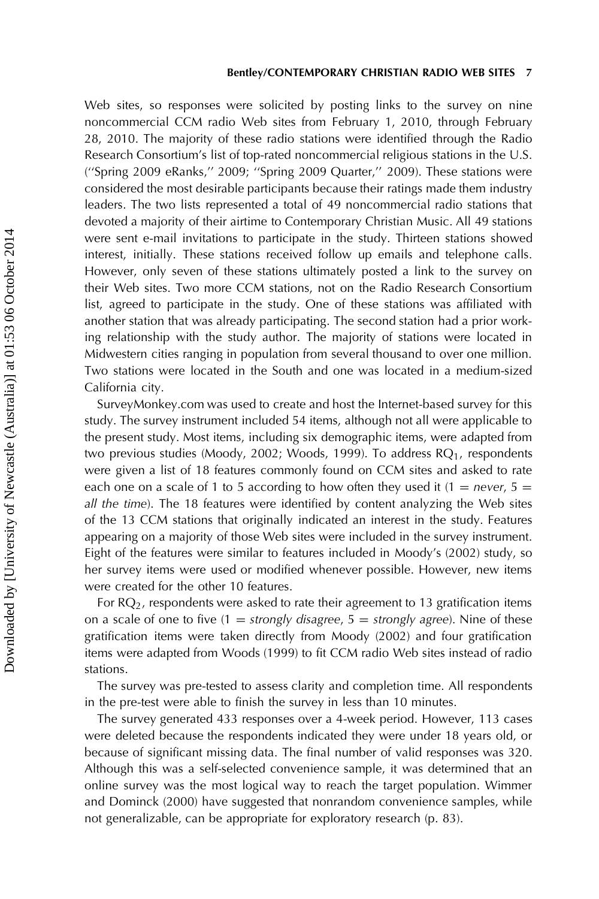Web sites, so responses were solicited by posting links to the survey on nine noncommercial CCM radio Web sites from February 1, 2010, through February 28, 2010. The majority of these radio stations were identified through the Radio Research Consortium's list of top-rated noncommercial religious stations in the U.S. (''Spring 2009 eRanks,'' 2009; ''Spring 2009 Quarter,'' 2009). These stations were considered the most desirable participants because their ratings made them industry leaders. The two lists represented a total of 49 noncommercial radio stations that devoted a majority of their airtime to Contemporary Christian Music. All 49 stations were sent e-mail invitations to participate in the study. Thirteen stations showed interest, initially. These stations received follow up emails and telephone calls. However, only seven of these stations ultimately posted a link to the survey on their Web sites. Two more CCM stations, not on the Radio Research Consortium list, agreed to participate in the study. One of these stations was affiliated with another station that was already participating. The second station had a prior working relationship with the study author. The majority of stations were located in Midwestern cities ranging in population from several thousand to over one million. Two stations were located in the South and one was located in a medium-sized California city.

SurveyMonkey.com was used to create and host the Internet-based survey for this study. The survey instrument included 54 items, although not all were applicable to the present study. Most items, including six demographic items, were adapted from two previous studies (Moody, 2002; Woods, 1999). To address $RQ_1$, respondents were given a list of 18 features commonly found on CCM sites and asked to rate each one on a scale of 1 to 5 according to how often they used it (1 = *never*, 5 = *all the time*). The 18 features were identified by content analyzing the Web sites of the 13 CCM stations that originally indicated an interest in the study. Features appearing on a majority of those Web sites were included in the survey instrument. Eight of the features were similar to features included in Moody's (2002) study, so her survey items were used or modified whenever possible. However, new items were created for the other 10 features.

For $RQ_2$, respondents were asked to rate their agreement to 13 gratification items on a scale of one to five (1 = *strongly disagree*, 5 = *strongly agree*). Nine of these gratification items were taken directly from Moody (2002) and four gratification items were adapted from Woods (1999) to fit CCM radio Web sites instead of radio stations.

The survey was pre-tested to assess clarity and completion time. All respondents in the pre-test were able to finish the survey in less than 10 minutes.

The survey generated 433 responses over a 4-week period. However, 113 cases were deleted because the respondents indicated they were under 18 years old, or because of significant missing data. The final number of valid responses was 320. Although this was a self-selected convenience sample, it was determined that an online survey was the most logical way to reach the target population. Wimmer and Dominck (2000) have suggested that nonrandom convenience samples, while not generalizable, can be appropriate for exploratory research (p. 83).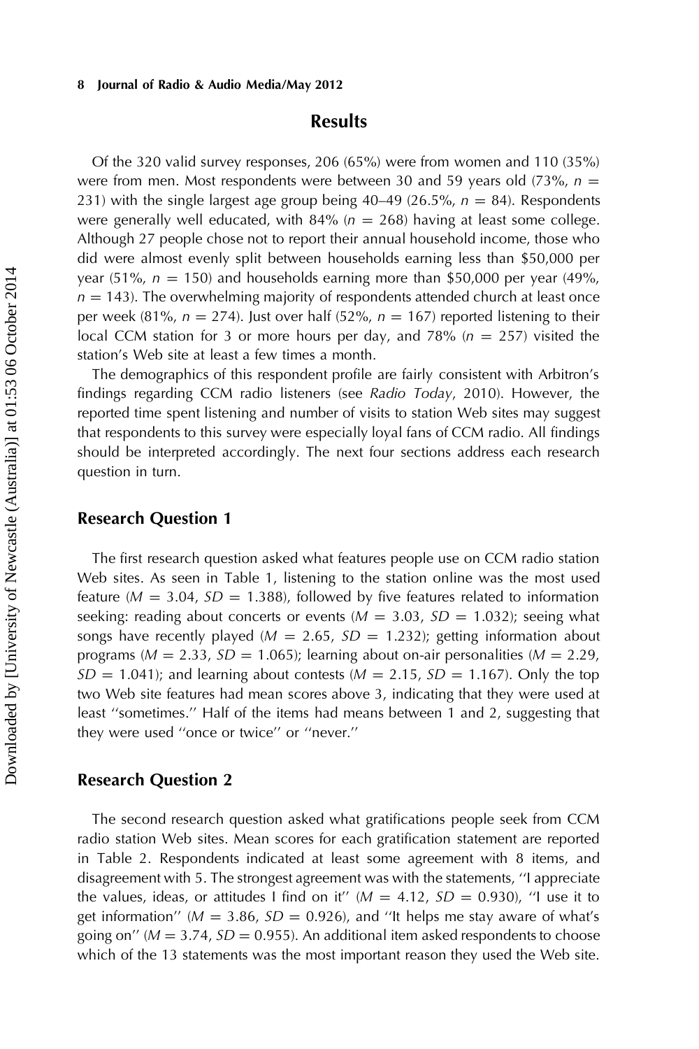## Results

Of the 320 valid survey responses, 206 (65%) were from women and 110 (35%) were from men. Most respondents were between 30 and 59 years old (73%, $n = 231$) with the single largest age group being 40–49 (26.5%, $n = 84$). Respondents were generally well educated, with 84% ($n = 268$) having at least some college. Although 27 people chose not to report their annual household income, those who did were almost evenly split between households earning less than $50,000 per year (51%, $n = 150$) and households earning more than $50,000 per year (49%, $n = 143$). The overwhelming majority of respondents attended church at least once per week (81%, $n = 274$). Just over half (52%, $n = 167$) reported listening to their local CCM station for 3 or more hours per day, and 78% ($n = 257$) visited the station's Web site at least a few times a month.

The demographics of this respondent profile are fairly consistent with Arbitron's findings regarding CCM radio listeners (see *Radio Today*, 2010). However, the reported time spent listening and number of visits to station Web sites may suggest that respondents to this survey were especially loyal fans of CCM radio. All findings should be interpreted accordingly. The next four sections address each research question in turn.

### Research Question 1

The first research question asked what features people use on CCM radio station Web sites. As seen in Table 1, listening to the station online was the most used feature ($M = 3.04$, $SD = 1.388$), followed by five features related to information seeking: reading about concerts or events ($M = 3.03$, $SD = 1.032$); seeing what songs have recently played ($M = 2.65$, $SD = 1.232$); getting information about programs ($M = 2.33$, $SD = 1.065$); learning about on-air personalities ($M = 2.29$, $SD = 1.041$); and learning about contests ($M = 2.15$, $SD = 1.167$). Only the top two Web site features had mean scores above 3, indicating that they were used at least "sometimes." Half of the items had means between 1 and 2, suggesting that they were used "once or twice" or "never."

### Research Question 2

The second research question asked what gratifications people seek from CCM radio station Web sites. Mean scores for each gratification statement are reported in Table 2. Respondents indicated at least some agreement with 8 items, and disagreement with 5. The strongest agreement was with the statements, "I appreciate the values, ideas, or attitudes I find on it" ($M = 4.12$, $SD = 0.930$), "I use it to get information" ($M = 3.86$, $SD = 0.926$), and "It helps me stay aware of what's going on" ($M = 3.74$, $SD = 0.955$). An additional item asked respondents to choose which of the 13 statements was the most important reason they used the Web site.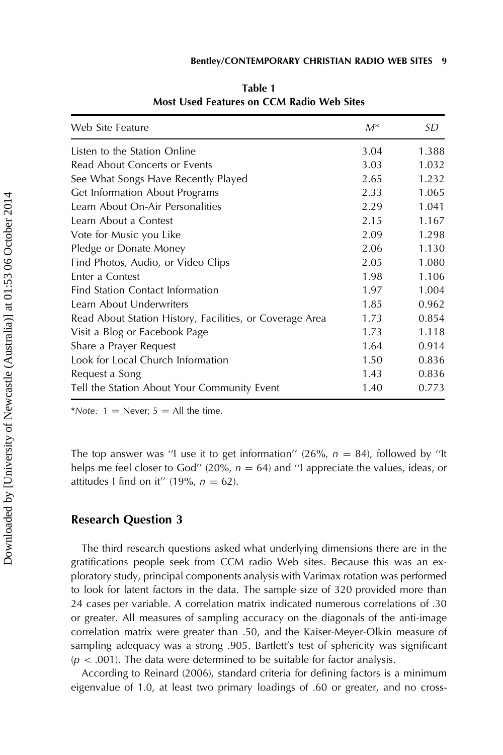**Table 1**
**Most Used Features on CCM Radio Web Sites**

| Web Site Feature | $M$* | $SD$ |
|---|---|---|
| Listen to the Station Online | 3.04 | 1.388 |
| Read About Concerts or Events | 3.03 | 1.032 |
| See What Songs Have Recently Played | 2.65 | 1.232 |
| Get Information About Programs | 2.33 | 1.065 |
| Learn About On-Air Personalities | 2.29 | 1.041 |
| Learn About a Contest | 2.15 | 1.167 |
| Vote for Music you Like | 2.09 | 1.298 |
| Pledge or Donate Money | 2.06 | 1.130 |
| Find Photos, Audio, or Video Clips | 2.05 | 1.080 |
| Enter a Contest | 1.98 | 1.106 |
| Find Station Contact Information | 1.97 | 1.004 |
| Learn About Underwriters | 1.85 | 0.962 |
| Read About Station History, Facilities, or Coverage Area | 1.73 | 0.854 |
| Visit a Blog or Facebook Page | 1.73 | 1.118 |
| Share a Prayer Request | 1.64 | 0.914 |
| Look for Local Church Information | 1.50 | 0.836 |
| Request a Song | 1.43 | 0.836 |
| Tell the Station About Your Community Event | 1.40 | 0.773 |

*\*Note:* 1 = Never; 5 = All the time.

The top answer was ''I use it to get information'' (26%, $n = 84$), followed by ''It helps me feel closer to God'' (20%, $n = 64$) and ''I appreciate the values, ideas, or attitudes I find on it'' (19%, $n = 62$).

## Research Question 3

The third research questions asked what underlying dimensions there are in the gratifications people seek from CCM radio Web sites. Because this was an exploratory study, principal components analysis with Varimax rotation was performed to look for latent factors in the data. The sample size of 320 provided more than 24 cases per variable. A correlation matrix indicated numerous correlations of .30 or greater. All measures of sampling accuracy on the diagonals of the anti-image correlation matrix were greater than .50, and the Kaiser-Meyer-Olkin measure of sampling adequacy was a strong .905. Bartlett's test of sphericity was significant ($p < .001$). The data were determined to be suitable for factor analysis.

According to Reinard (2006), standard criteria for defining factors is a minimum eigenvalue of 1.0, at least two primary loadings of .60 or greater, and no cross-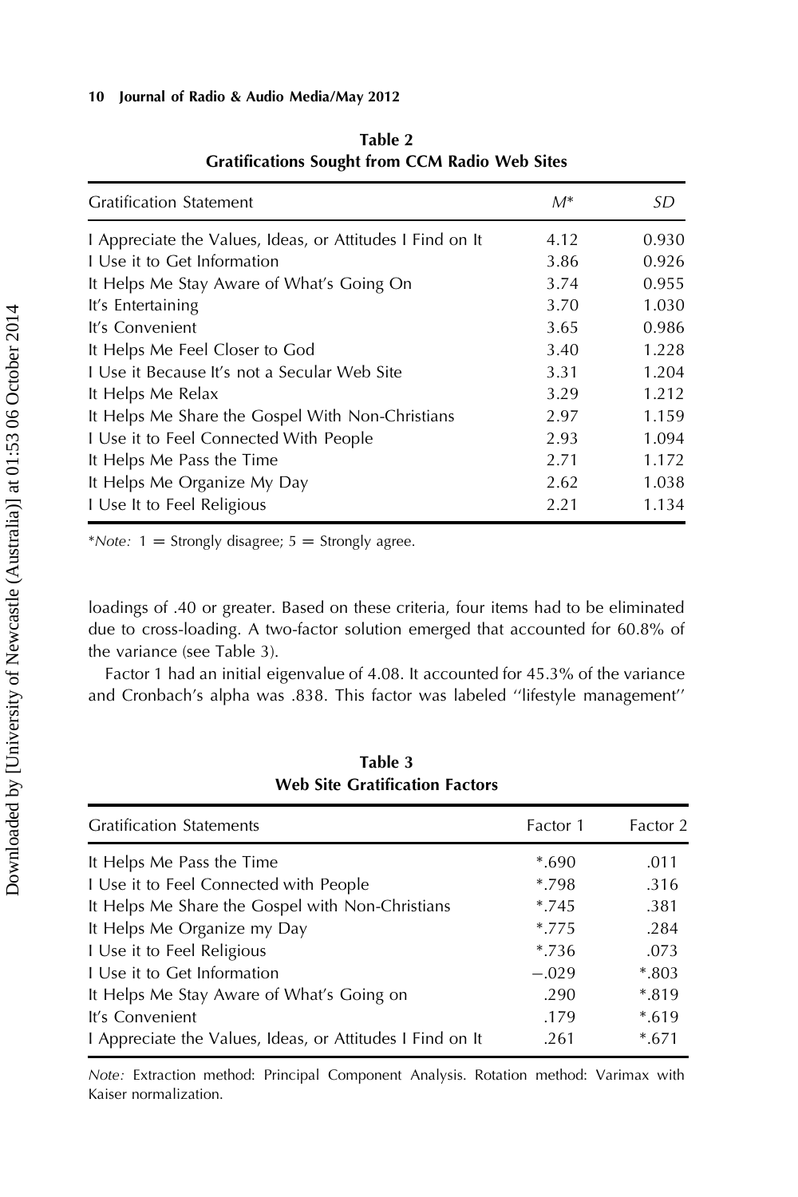**Table 2**
**Gratifications Sought from CCM Radio Web Sites**

| Gratification Statement | $M$* | $SD$ |
|---|---|---|
| I Appreciate the Values, Ideas, or Attitudes I Find on It | 4.12 | 0.930 |
| I Use it to Get Information | 3.86 | 0.926 |
| It Helps Me Stay Aware of What's Going On | 3.74 | 0.955 |
| It's Entertaining | 3.70 | 1.030 |
| It's Convenient | 3.65 | 0.986 |
| It Helps Me Feel Closer to God | 3.40 | 1.228 |
| I Use it Because It's not a Secular Web Site | 3.31 | 1.204 |
| It Helps Me Relax | 3.29 | 1.212 |
| It Helps Me Share the Gospel With Non-Christians | 2.97 | 1.159 |
| I Use it to Feel Connected With People | 2.93 | 1.094 |
| It Helps Me Pass the Time | 2.71 | 1.172 |
| It Helps Me Organize My Day | 2.62 | 1.038 |
| I Use It to Feel Religious | 2.21 | 1.134 |

*\*Note:* 1 = Strongly disagree; 5 = Strongly agree.

loadings of .40 or greater. Based on these criteria, four items had to be eliminated due to cross-loading. A two-factor solution emerged that accounted for 60.8% of the variance (see Table 3).

Factor 1 had an initial eigenvalue of 4.08. It accounted for 45.3% of the variance and Cronbach's alpha was .838. This factor was labeled ''lifestyle management''

**Table 3**
**Web Site Gratification Factors**

| Gratification Statements | Factor 1 | Factor 2 |
|---|---|---|
| It Helps Me Pass the Time | *.690 | .011 |
| I Use it to Feel Connected with People | *.798 | .316 |
| It Helps Me Share the Gospel with Non-Christians | *.745 | .381 |
| It Helps Me Organize my Day | *.775 | .284 |
| I Use it to Feel Religious | *.736 | .073 |
| I Use it to Get Information | −.029 | *.803 |
| It Helps Me Stay Aware of What's Going on | .290 | *.819 |
| It's Convenient | .179 | *.619 |
| I Appreciate the Values, Ideas, or Attitudes I Find on It | .261 | *.671 |

*Note:* Extraction method: Principal Component Analysis. Rotation method: Varimax with Kaiser normalization.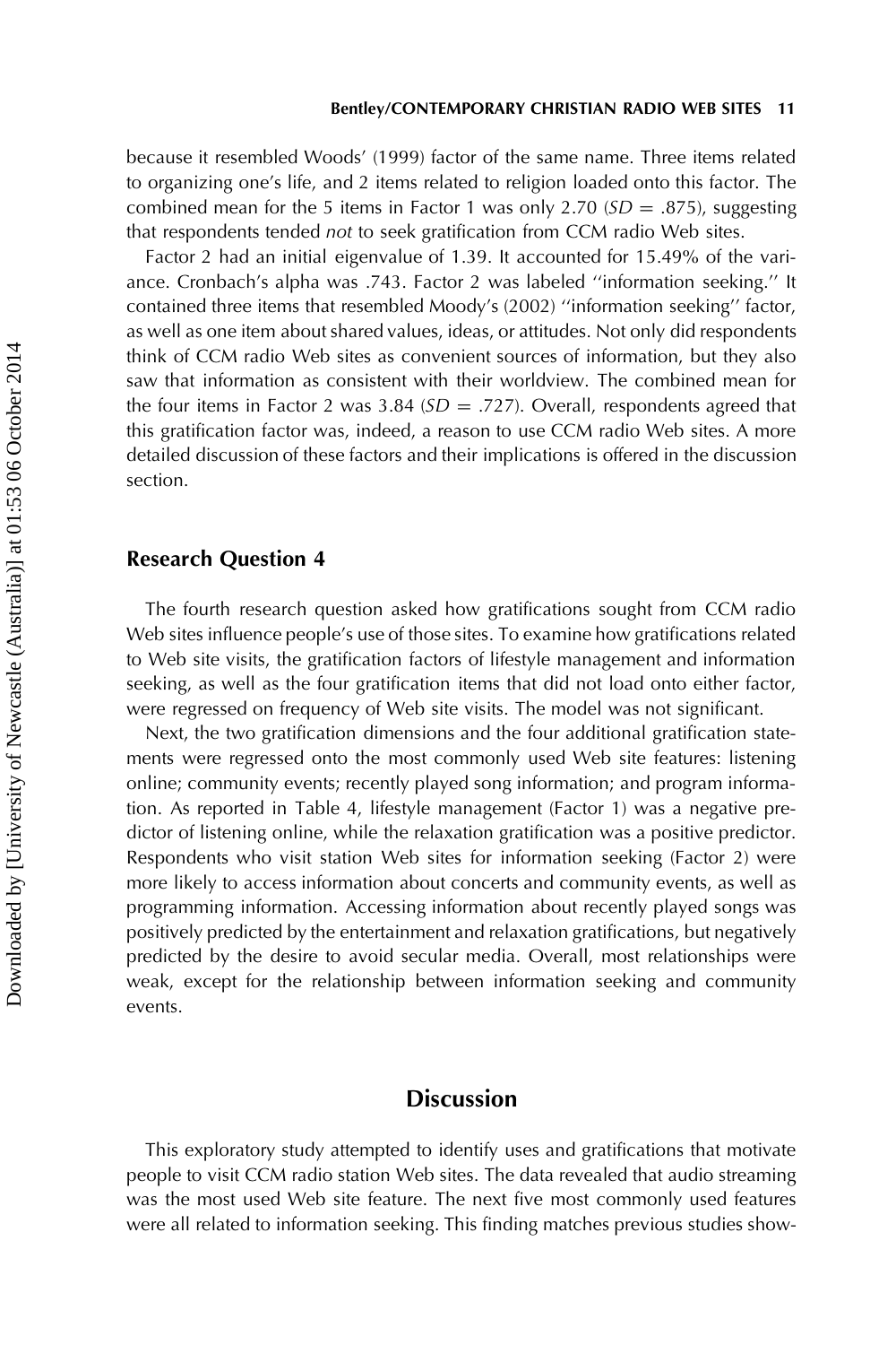because it resembled Woods' (1999) factor of the same name. Three items related to organizing one's life, and 2 items related to religion loaded onto this factor. The combined mean for the 5 items in Factor 1 was only 2.70 ($SD = .875$), suggesting that respondents tended *not* to seek gratification from CCM radio Web sites.

Factor 2 had an initial eigenvalue of 1.39. It accounted for 15.49% of the variance. Cronbach's alpha was .743. Factor 2 was labeled ''information seeking.'' It contained three items that resembled Moody's (2002) ''information seeking'' factor, as well as one item about shared values, ideas, or attitudes. Not only did respondents think of CCM radio Web sites as convenient sources of information, but they also saw that information as consistent with their worldview. The combined mean for the four items in Factor 2 was 3.84 ($SD = .727$). Overall, respondents agreed that this gratification factor was, indeed, a reason to use CCM radio Web sites. A more detailed discussion of these factors and their implications is offered in the discussion section.

### Research Question 4

The fourth research question asked how gratifications sought from CCM radio Web sites influence people's use of those sites. To examine how gratifications related to Web site visits, the gratification factors of lifestyle management and information seeking, as well as the four gratification items that did not load onto either factor, were regressed on frequency of Web site visits. The model was not significant.

Next, the two gratification dimensions and the four additional gratification statements were regressed onto the most commonly used Web site features: listening online; community events; recently played song information; and program information. As reported in Table 4, lifestyle management (Factor 1) was a negative predictor of listening online, while the relaxation gratification was a positive predictor. Respondents who visit station Web sites for information seeking (Factor 2) were more likely to access information about concerts and community events, as well as programming information. Accessing information about recently played songs was positively predicted by the entertainment and relaxation gratifications, but negatively predicted by the desire to avoid secular media. Overall, most relationships were weak, except for the relationship between information seeking and community events.

## Discussion

This exploratory study attempted to identify uses and gratifications that motivate people to visit CCM radio station Web sites. The data revealed that audio streaming was the most used Web site feature. The next five most commonly used features were all related to information seeking. This finding matches previous studies show-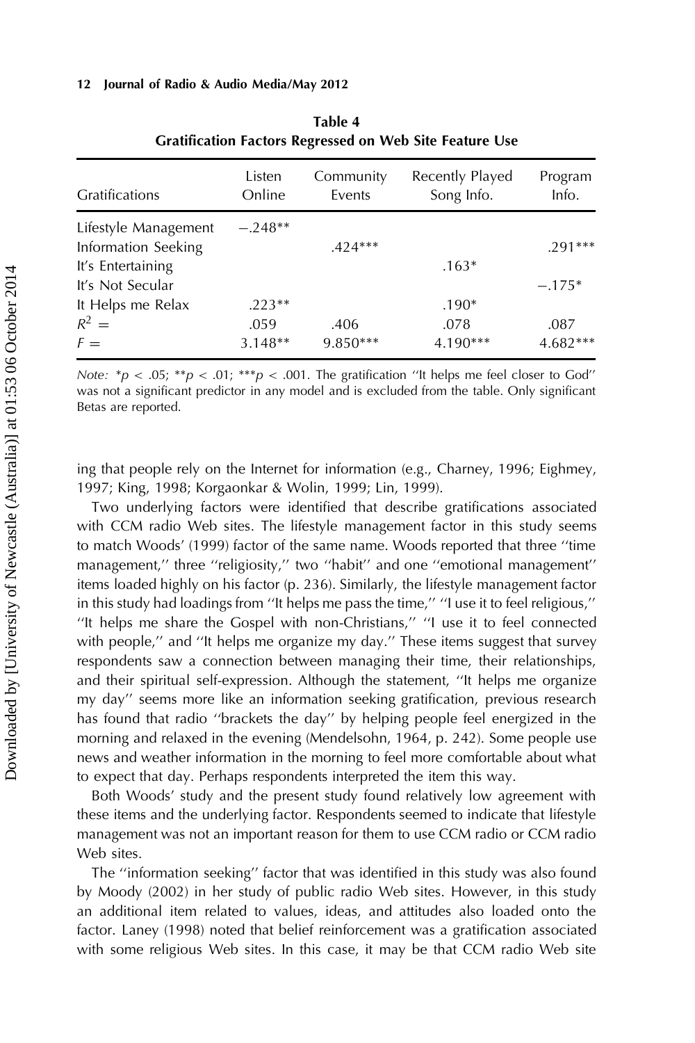**Table 4**
**Gratification Factors Regressed on Web Site Feature Use**

| Gratifications | Listen Online | Community Events | Recently Played Song Info. | Program Info. |
|---|---|---|---|---|
| Lifestyle Management | −.248** | | | |
| Information Seeking | | .424*** | | .291*** |
| It's Entertaining | | | .163* | |
| It's Not Secular | | | | −.175* |
| It Helps me Relax | .223** | | .190* | |
| $R^2 =$ | .059 | .406 | .078 | .087 |
| $F =$ | 3.148** | 9.850*** | 4.190*** | 4.682*** |

*Note:* *$p < .05$; **$p < .01$; ***$p < .001$. The gratification ''It helps me feel closer to God'' was not a significant predictor in any model and is excluded from the table. Only significant Betas are reported.

ing that people rely on the Internet for information (e.g., Charney, 1996; Eighmey, 1997; King, 1998; Korgaonkar & Wolin, 1999; Lin, 1999).

Two underlying factors were identified that describe gratifications associated with CCM radio Web sites. The lifestyle management factor in this study seems to match Woods' (1999) factor of the same name. Woods reported that three ''time management,'' three ''religiosity,'' two ''habit'' and one ''emotional management'' items loaded highly on his factor (p. 236). Similarly, the lifestyle management factor in this study had loadings from ''It helps me pass the time,'' ''I use it to feel religious,'' ''It helps me share the Gospel with non-Christians,'' ''I use it to feel connected with people,'' and ''It helps me organize my day.'' These items suggest that survey respondents saw a connection between managing their time, their relationships, and their spiritual self-expression. Although the statement, ''It helps me organize my day'' seems more like an information seeking gratification, previous research has found that radio ''brackets the day'' by helping people feel energized in the morning and relaxed in the evening (Mendelsohn, 1964, p. 242). Some people use news and weather information in the morning to feel more comfortable about what to expect that day. Perhaps respondents interpreted the item this way.

Both Woods' study and the present study found relatively low agreement with these items and the underlying factor. Respondents seemed to indicate that lifestyle management was not an important reason for them to use CCM radio or CCM radio Web sites.

The ''information seeking'' factor that was identified in this study was also found by Moody (2002) in her study of public radio Web sites. However, in this study an additional item related to values, ideas, and attitudes also loaded onto the factor. Laney (1998) noted that belief reinforcement was a gratification associated with some religious Web sites. In this case, it may be that CCM radio Web site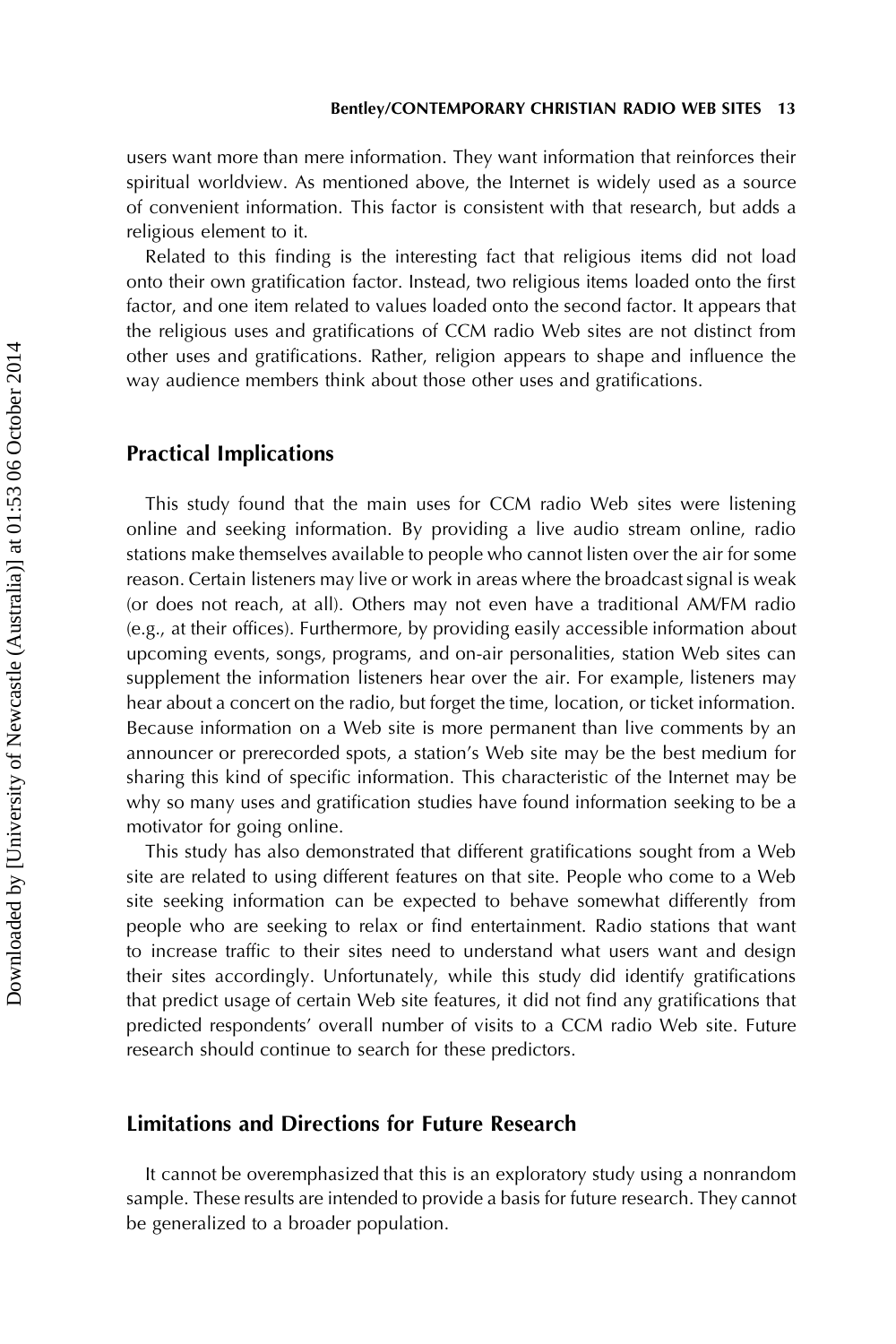users want more than mere information. They want information that reinforces their spiritual worldview. As mentioned above, the Internet is widely used as a source of convenient information. This factor is consistent with that research, but adds a religious element to it.

Related to this finding is the interesting fact that religious items did not load onto their own gratification factor. Instead, two religious items loaded onto the first factor, and one item related to values loaded onto the second factor. It appears that the religious uses and gratifications of CCM radio Web sites are not distinct from other uses and gratifications. Rather, religion appears to shape and influence the way audience members think about those other uses and gratifications.

## Practical Implications

This study found that the main uses for CCM radio Web sites were listening online and seeking information. By providing a live audio stream online, radio stations make themselves available to people who cannot listen over the air for some reason. Certain listeners may live or work in areas where the broadcast signal is weak (or does not reach, at all). Others may not even have a traditional AM/FM radio (e.g., at their offices). Furthermore, by providing easily accessible information about upcoming events, songs, programs, and on-air personalities, station Web sites can supplement the information listeners hear over the air. For example, listeners may hear about a concert on the radio, but forget the time, location, or ticket information. Because information on a Web site is more permanent than live comments by an announcer or prerecorded spots, a station's Web site may be the best medium for sharing this kind of specific information. This characteristic of the Internet may be why so many uses and gratification studies have found information seeking to be a motivator for going online.

This study has also demonstrated that different gratifications sought from a Web site are related to using different features on that site. People who come to a Web site seeking information can be expected to behave somewhat differently from people who are seeking to relax or find entertainment. Radio stations that want to increase traffic to their sites need to understand what users want and design their sites accordingly. Unfortunately, while this study did identify gratifications that predict usage of certain Web site features, it did not find any gratifications that predicted respondents' overall number of visits to a CCM radio Web site. Future research should continue to search for these predictors.

## Limitations and Directions for Future Research

It cannot be overemphasized that this is an exploratory study using a nonrandom sample. These results are intended to provide a basis for future research. They cannot be generalized to a broader population.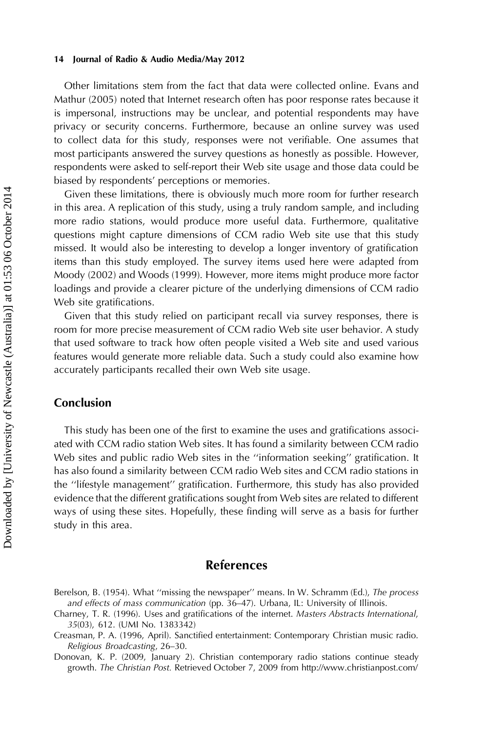Other limitations stem from the fact that data were collected online. Evans and Mathur (2005) noted that Internet research often has poor response rates because it is impersonal, instructions may be unclear, and potential respondents may have privacy or security concerns. Furthermore, because an online survey was used to collect data for this study, responses were not verifiable. One assumes that most participants answered the survey questions as honestly as possible. However, respondents were asked to self-report their Web site usage and those data could be biased by respondents' perceptions or memories.

Given these limitations, there is obviously much more room for further research in this area. A replication of this study, using a truly random sample, and including more radio stations, would produce more useful data. Furthermore, qualitative questions might capture dimensions of CCM radio Web site use that this study missed. It would also be interesting to develop a longer inventory of gratification items than this study employed. The survey items used here were adapted from Moody (2002) and Woods (1999). However, more items might produce more factor loadings and provide a clearer picture of the underlying dimensions of CCM radio Web site gratifications.

Given that this study relied on participant recall via survey responses, there is room for more precise measurement of CCM radio Web site user behavior. A study that used software to track how often people visited a Web site and used various features would generate more reliable data. Such a study could also examine how accurately participants recalled their own Web site usage.

## Conclusion

This study has been one of the first to examine the uses and gratifications associated with CCM radio station Web sites. It has found a similarity between CCM radio Web sites and public radio Web sites in the ''information seeking'' gratification. It has also found a similarity between CCM radio Web sites and CCM radio stations in the ''lifestyle management'' gratification. Furthermore, this study has also provided evidence that the different gratifications sought from Web sites are related to different ways of using these sites. Hopefully, these finding will serve as a basis for further study in this area.

## References

Berelson, B. (1954). What ''missing the newspaper'' means. In W. Schramm (Ed.), *The process and effects of mass communication* (pp. 36–47). Urbana, IL: University of Illinois.

Charney, T. R. (1996). Uses and gratifications of the internet. *Masters Abstracts International*, *35*(03), 612. (UMI No. 1383342)

Creasman, P. A. (1996, April). Sanctified entertainment: Contemporary Christian music radio. *Religious Broadcasting*, 26–30.

Donovan, K. P. (2009, January 2). Christian contemporary radio stations continue steady growth. *The Christian Post*. Retrieved October 7, 2009 from http://www.christianpost.com/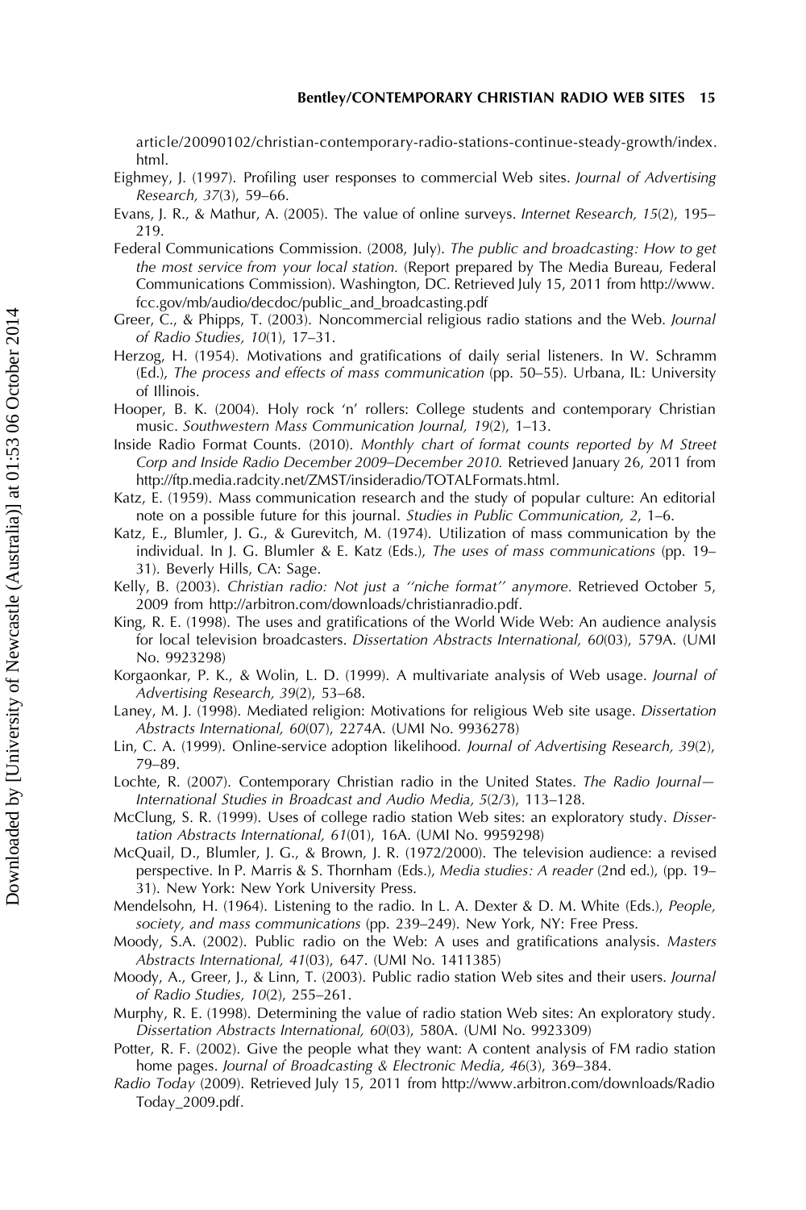article/20090102/christian-contemporary-radio-stations-continue-steady-growth/index.html.

Eighmey, J. (1997). Profiling user responses to commercial Web sites. *Journal of Advertising Research, 37*(3), 59–66.

Evans, J. R., & Mathur, A. (2005). The value of online surveys. *Internet Research, 15*(2), 195–219.

Federal Communications Commission. (2008, July). *The public and broadcasting: How to get the most service from your local station.* (Report prepared by The Media Bureau, Federal Communications Commission). Washington, DC. Retrieved July 15, 2011 from http://www.fcc.gov/mb/audio/decdoc/public_and_broadcasting.pdf

Greer, C., & Phipps, T. (2003). Noncommercial religious radio stations and the Web. *Journal of Radio Studies, 10*(1), 17–31.

Herzog, H. (1954). Motivations and gratifications of daily serial listeners. In W. Schramm (Ed.), *The process and effects of mass communication* (pp. 50–55). Urbana, IL: University of Illinois.

Hooper, B. K. (2004). Holy rock 'n' rollers: College students and contemporary Christian music. *Southwestern Mass Communication Journal, 19*(2), 1–13.

Inside Radio Format Counts. (2010). *Monthly chart of format counts reported by M Street Corp and Inside Radio December 2009–December 2010.* Retrieved January 26, 2011 from http://ftp.media.radcity.net/ZMST/insideradio/TOTALFormats.html.

Katz, E. (1959). Mass communication research and the study of popular culture: An editorial note on a possible future for this journal. *Studies in Public Communication, 2*, 1–6.

Katz, E., Blumler, J. G., & Gurevitch, M. (1974). Utilization of mass communication by the individual. In J. G. Blumler & E. Katz (Eds.), *The uses of mass communications* (pp. 19–31). Beverly Hills, CA: Sage.

Kelly, B. (2003). *Christian radio: Not just a ''niche format'' anymore.* Retrieved October 5, 2009 from http://arbitron.com/downloads/christianradio.pdf.

King, R. E. (1998). The uses and gratifications of the World Wide Web: An audience analysis for local television broadcasters. *Dissertation Abstracts International, 60*(03), 579A. (UMI No. 9923298)

Korgaonkar, P. K., & Wolin, L. D. (1999). A multivariate analysis of Web usage. *Journal of Advertising Research, 39*(2), 53–68.

Laney, M. J. (1998). Mediated religion: Motivations for religious Web site usage. *Dissertation Abstracts International, 60*(07), 2274A. (UMI No. 9936278)

Lin, C. A. (1999). Online-service adoption likelihood. *Journal of Advertising Research, 39*(2), 79–89.

Lochte, R. (2007). Contemporary Christian radio in the United States. *The Radio Journal—International Studies in Broadcast and Audio Media, 5*(2/3), 113–128.

McClung, S. R. (1999). Uses of college radio station Web sites: an exploratory study. *Dissertation Abstracts International, 61*(01), 16A. (UMI No. 9959298)

McQuail, D., Blumler, J. G., & Brown, J. R. (1972/2000). The television audience: a revised perspective. In P. Marris & S. Thornham (Eds.), *Media studies: A reader* (2nd ed.), (pp. 19–31). New York: New York University Press.

Mendelsohn, H. (1964). Listening to the radio. In L. A. Dexter & D. M. White (Eds.), *People, society, and mass communications* (pp. 239–249). New York, NY: Free Press.

Moody, S.A. (2002). Public radio on the Web: A uses and gratifications analysis. *Masters Abstracts International, 41*(03), 647. (UMI No. 1411385)

Moody, A., Greer, J., & Linn, T. (2003). Public radio station Web sites and their users. *Journal of Radio Studies, 10*(2), 255–261.

Murphy, R. E. (1998). Determining the value of radio station Web sites: An exploratory study. *Dissertation Abstracts International, 60*(03), 580A. (UMI No. 9923309)

Potter, R. F. (2002). Give the people what they want: A content analysis of FM radio station home pages. *Journal of Broadcasting & Electronic Media, 46*(3), 369–384.

*Radio Today* (2009). Retrieved July 15, 2011 from http://www.arbitron.com/downloads/RadioToday_2009.pdf.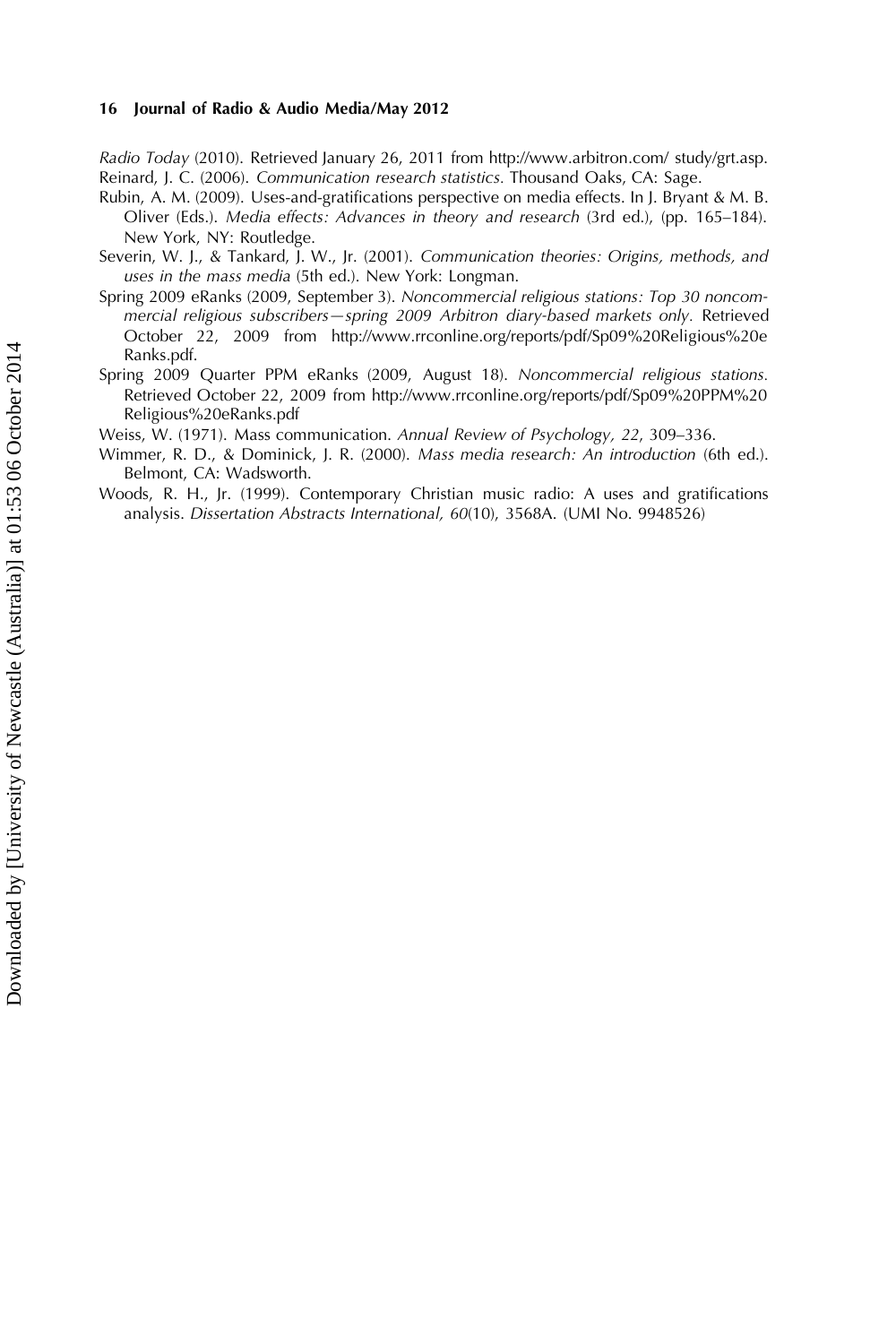*Radio Today* (2010). Retrieved January 26, 2011 from http://www.arbitron.com/ study/grt.asp.

Reinard, J. C. (2006). *Communication research statistics.* Thousand Oaks, CA: Sage.

Rubin, A. M. (2009). Uses-and-gratifications perspective on media effects. In J. Bryant & M. B. Oliver (Eds.). *Media effects: Advances in theory and research* (3rd ed.), (pp. 165–184). New York, NY: Routledge.

Severin, W. J., & Tankard, J. W., Jr. (2001). *Communication theories: Origins, methods, and uses in the mass media* (5th ed.). New York: Longman.

Spring 2009 eRanks (2009, September 3). *Noncommercial religious stations: Top 30 noncommercial religious subscribers—spring 2009 Arbitron diary-based markets only.* Retrieved October 22, 2009 from http://www.rrconline.org/reports/pdf/Sp09%20Religious%20eRanks.pdf.

Spring 2009 Quarter PPM eRanks (2009, August 18). *Noncommercial religious stations.* Retrieved October 22, 2009 from http://www.rrconline.org/reports/pdf/Sp09%20PPM%20Religious%20eRanks.pdf

Weiss, W. (1971). Mass communication. *Annual Review of Psychology, 22*, 309–336.

Wimmer, R. D., & Dominick, J. R. (2000). *Mass media research: An introduction* (6th ed.). Belmont, CA: Wadsworth.

Woods, R. H., Jr. (1999). Contemporary Christian music radio: A uses and gratifications analysis. *Dissertation Abstracts International, 60*(10), 3568A. (UMI No. 9948526)